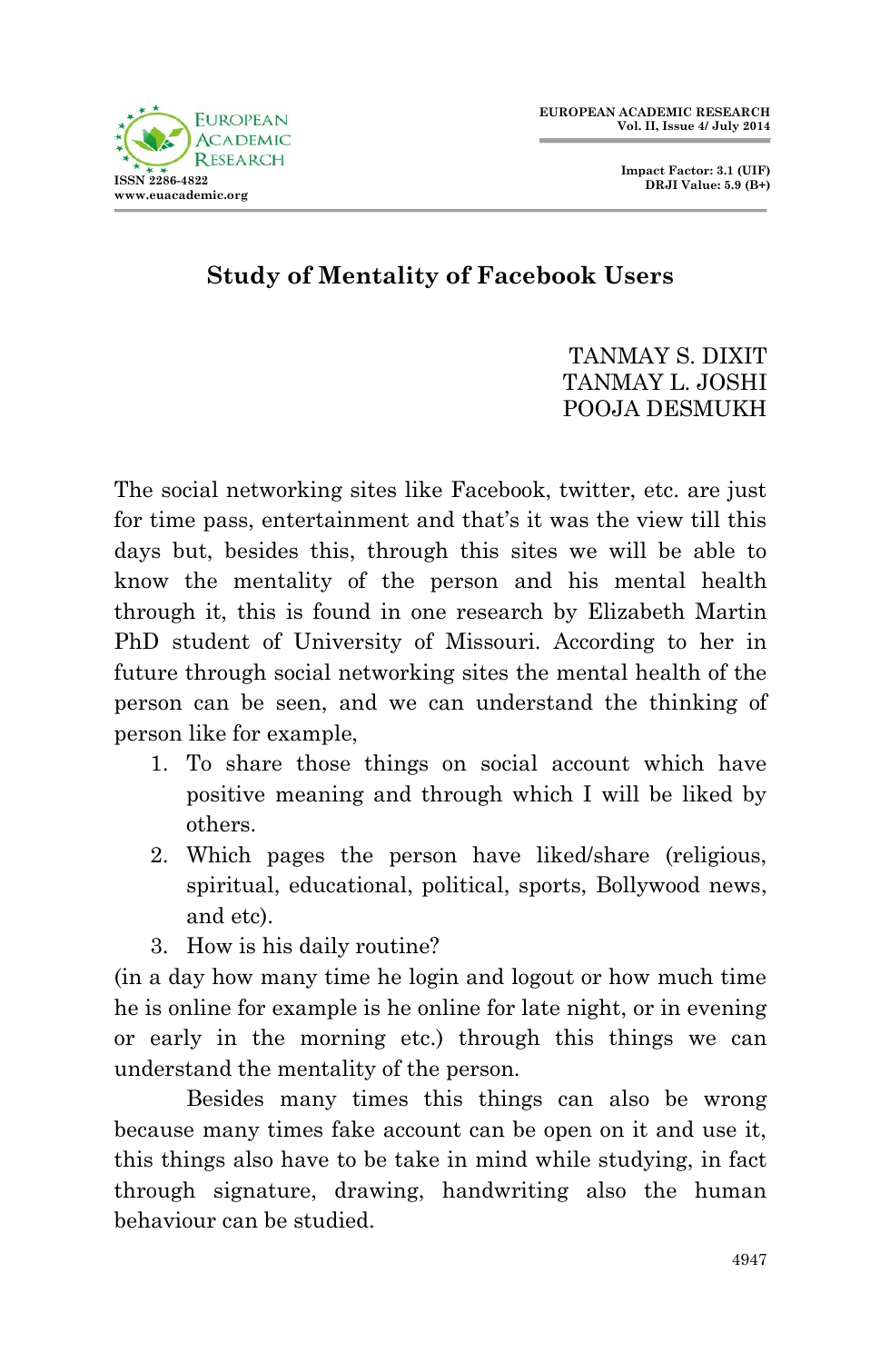# Study of Mentality of Facebook Users

TANMAY S. DIXIT
TANMAY L. JOSHI
POOJA DESMUKH

The social networking sites like Facebook, twitter, etc. are just for time pass, entertainment and that's it was the view till this days but, besides this, through this sites we will be able to know the mentality of the person and his mental health through it, this is found in one research by Elizabeth Martin PhD student of University of Missouri. According to her in future through social networking sites the mental health of the person can be seen, and we can understand the thinking of person like for example,

1. To share those things on social account which have positive meaning and through which I will be liked by others.
2. Which pages the person have liked/share (religious, spiritual, educational, political, sports, Bollywood news, and etc).
3. How is his daily routine?

(in a day how many time he login and logout or how much time he is online for example is he online for late night, or in evening or early in the morning etc.) through this things we can understand the mentality of the person.

Besides many times this things can also be wrong because many times fake account can be open on it and use it, this things also have to be take in mind while studying, in fact through signature, drawing, handwriting also the human behaviour can be studied.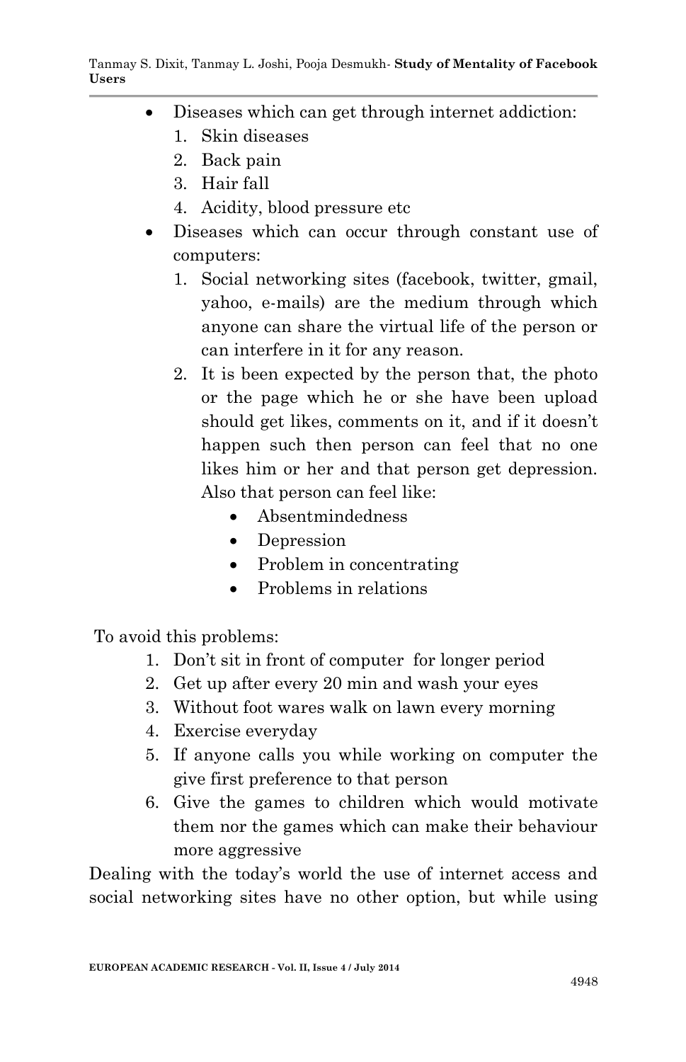- Diseases which can get through internet addiction:
    1. Skin diseases
    2. Back pain
    3. Hair fall
    4. Acidity, blood pressure etc
- Diseases which can occur through constant use of computers:
    1. Social networking sites (facebook, twitter, gmail, yahoo, e-mails) are the medium through which anyone can share the virtual life of the person or can interfere in it for any reason.
    2. It is been expected by the person that, the photo or the page which he or she have been upload should get likes, comments on it, and if it doesn't happen such then person can feel that no one likes him or her and that person get depression. Also that person can feel like:
        - Absentmindedness
        - Depression
        - Problem in concentrating
        - Problems in relations

To avoid this problems:

1. Don't sit in front of computer for longer period
2. Get up after every 20 min and wash your eyes
3. Without foot wares walk on lawn every morning
4. Exercise everyday
5. If anyone calls you while working on computer the give first preference to that person
6. Give the games to children which would motivate them nor the games which can make their behaviour more aggressive

Dealing with the today's world the use of internet access and social networking sites have no other option, but while using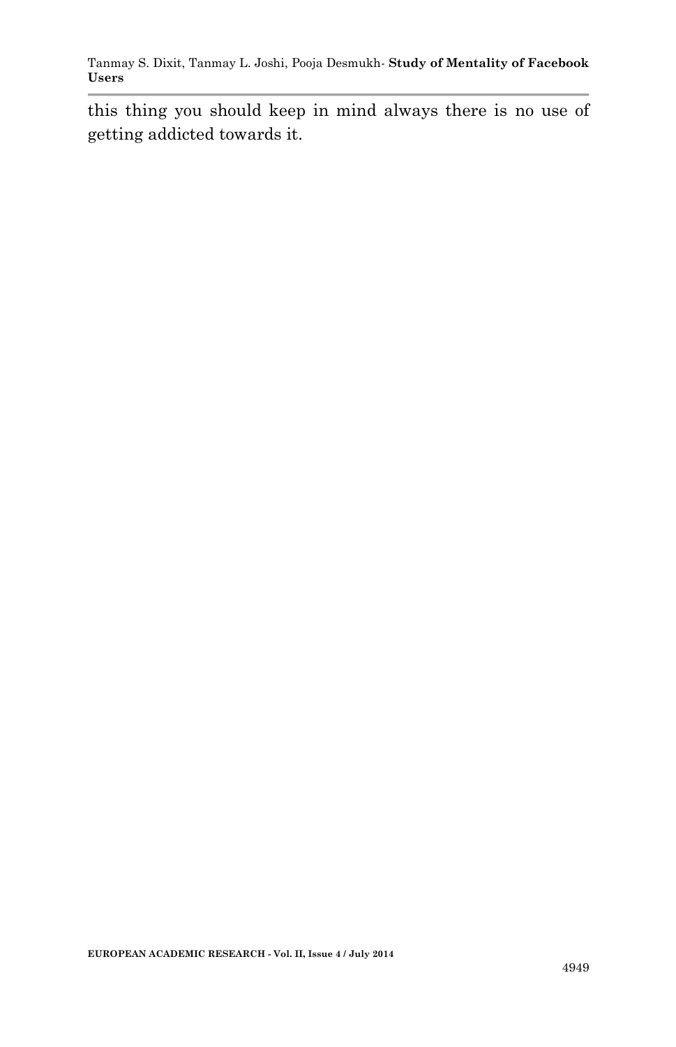this thing you should keep in mind always there is no use of getting addicted towards it.